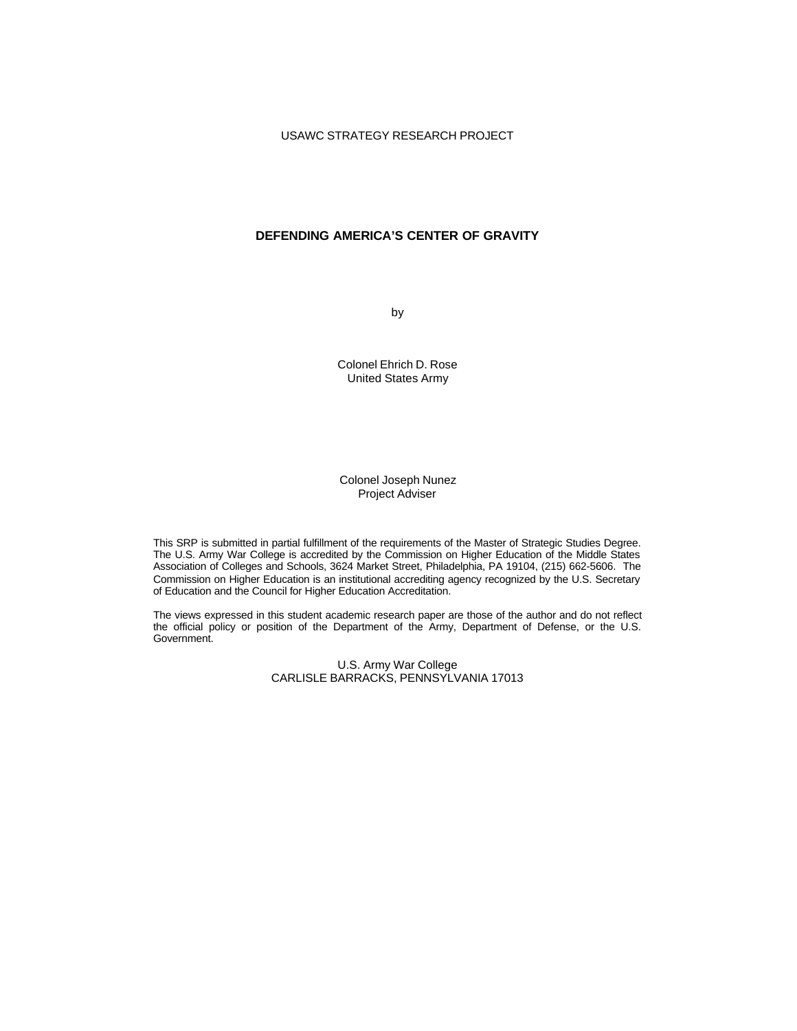USAWC STRATEGY RESEARCH PROJECT

# DEFENDING AMERICA'S CENTER OF GRAVITY

by

Colonel Ehrich D. Rose
United States Army

Colonel Joseph Nunez
Project Adviser

This SRP is submitted in partial fulfillment of the requirements of the Master of Strategic Studies Degree. The U.S. Army War College is accredited by the Commission on Higher Education of the Middle States Association of Colleges and Schools, 3624 Market Street, Philadelphia, PA 19104, (215) 662-5606. The Commission on Higher Education is an institutional accrediting agency recognized by the U.S. Secretary of Education and the Council for Higher Education Accreditation.

The views expressed in this student academic research paper are those of the author and do not reflect the official policy or position of the Department of the Army, Department of Defense, or the U.S. Government.

U.S. Army War College
CARLISLE BARRACKS, PENNSYLVANIA 17013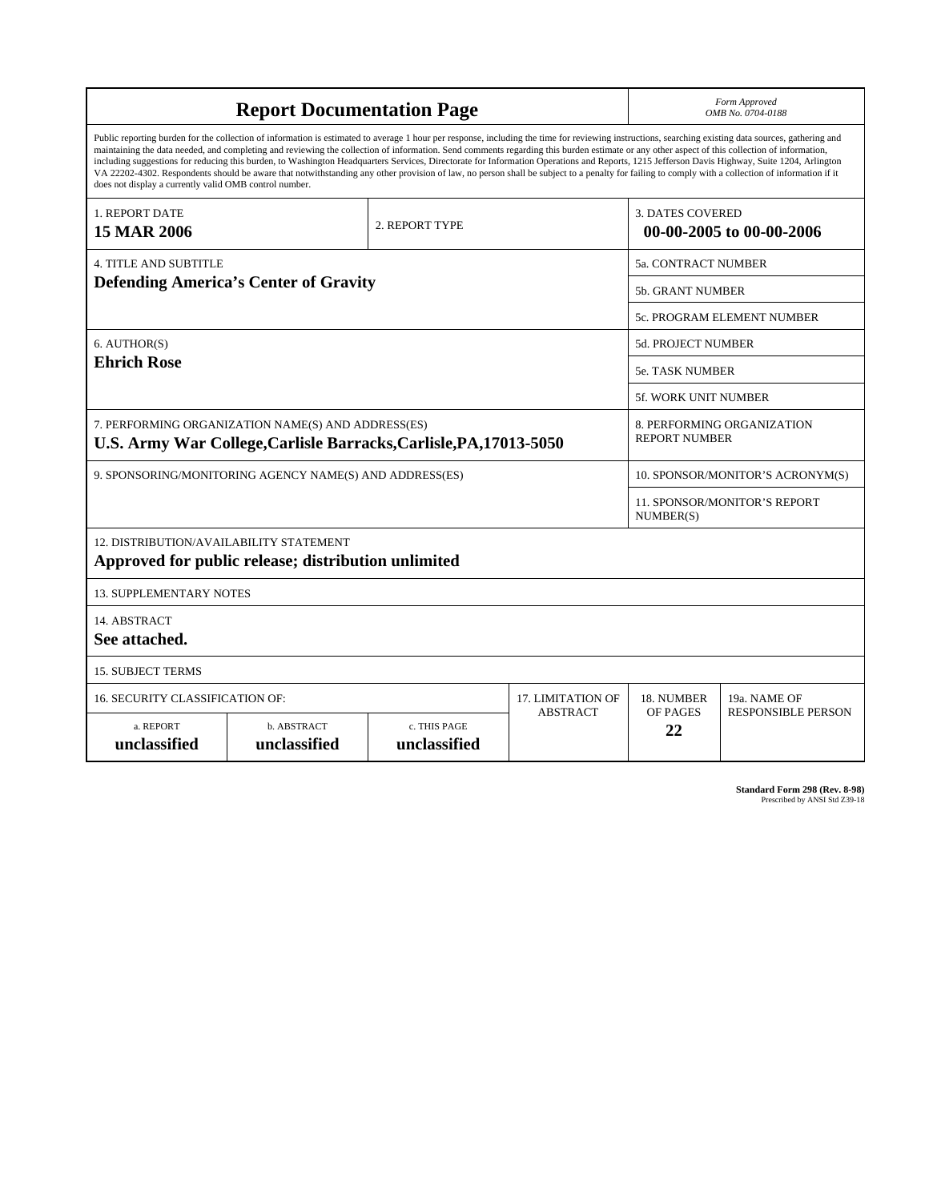# Report Documentation Page

*Form Approved*
*OMB No. 0704-0188*

Public reporting burden for the collection of information is estimated to average 1 hour per response, including the time for reviewing instructions, searching existing data sources, gathering and maintaining the data needed, and completing and reviewing the collection of information. Send comments regarding this burden estimate or any other aspect of this collection of information, including suggestions for reducing this burden, to Washington Headquarters Services, Directorate for Information Operations and Reports, 1215 Jefferson Davis Highway, Suite 1204, Arlington VA 22202-4302. Respondents should be aware that notwithstanding any other provision of law, no person shall be subject to a penalty for failing to comply with a collection of information if it does not display a currently valid OMB control number.

| | | |
|---|---|---|
| 1. REPORT DATE<br>**15 MAR 2006** | 2. REPORT TYPE | 3. DATES COVERED<br>**00-00-2005 to 00-00-2006** |

| | |
|---|---|
| 4. TITLE AND SUBTITLE<br>**Defending America's Center of Gravity** | 5a. CONTRACT NUMBER |
| | 5b. GRANT NUMBER |
| | 5c. PROGRAM ELEMENT NUMBER |
| 6. AUTHOR(S)<br>**Ehrich Rose** | 5d. PROJECT NUMBER |
| | 5e. TASK NUMBER |
| | 5f. WORK UNIT NUMBER |
| 7. PERFORMING ORGANIZATION NAME(S) AND ADDRESS(ES)<br>**U.S. Army War College,Carlisle Barracks,Carlisle,PA,17013-5050** | 8. PERFORMING ORGANIZATION REPORT NUMBER |
| 9. SPONSORING/MONITORING AGENCY NAME(S) AND ADDRESS(ES) | 10. SPONSOR/MONITOR'S ACRONYM(S) |
| | 11. SPONSOR/MONITOR'S REPORT NUMBER(S) |

12. DISTRIBUTION/AVAILABILITY STATEMENT
**Approved for public release; distribution unlimited**

13. SUPPLEMENTARY NOTES

14. ABSTRACT
**See attached.**

15. SUBJECT TERMS

| 16. SECURITY CLASSIFICATION OF: | | | 17. LIMITATION OF ABSTRACT | 18. NUMBER OF PAGES | 19a. NAME OF RESPONSIBLE PERSON |
|---|---|---|---|---|---|
| a. REPORT<br>**unclassified** | b. ABSTRACT<br>**unclassified** | c. THIS PAGE<br>**unclassified** | | **22** | |

**Standard Form 298 (Rev. 8-98)**
Prescribed by ANSI Std Z39-18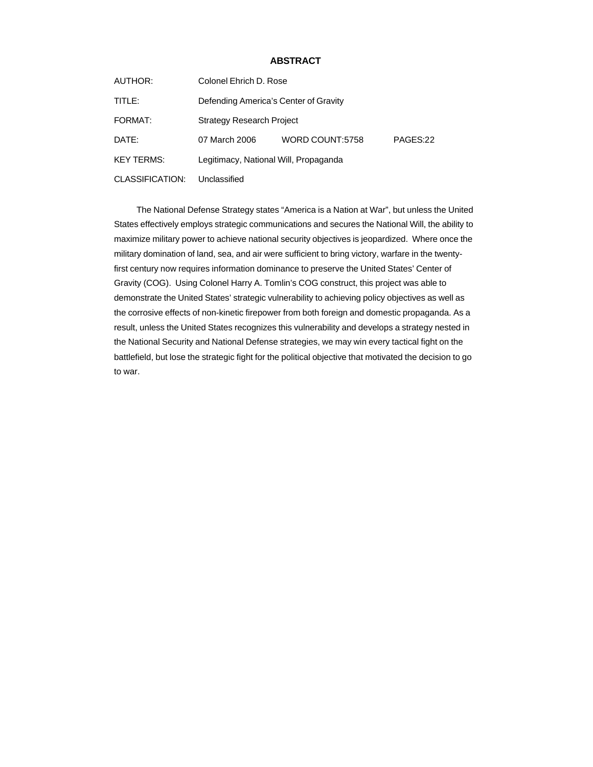# ABSTRACT

AUTHOR: Colonel Ehrich D. Rose

TITLE: Defending America's Center of Gravity

FORMAT: Strategy Research Project

DATE: 07 March 2006 WORD COUNT:5758 PAGES:22

KEY TERMS: Legitimacy, National Will, Propaganda

CLASSIFICATION: Unclassified

The National Defense Strategy states "America is a Nation at War", but unless the United States effectively employs strategic communications and secures the National Will, the ability to maximize military power to achieve national security objectives is jeopardized. Where once the military domination of land, sea, and air were sufficient to bring victory, warfare in the twenty-first century now requires information dominance to preserve the United States' Center of Gravity (COG). Using Colonel Harry A. Tomlin's COG construct, this project was able to demonstrate the United States' strategic vulnerability to achieving policy objectives as well as the corrosive effects of non-kinetic firepower from both foreign and domestic propaganda. As a result, unless the United States recognizes this vulnerability and develops a strategy nested in the National Security and National Defense strategies, we may win every tactical fight on the battlefield, but lose the strategic fight for the political objective that motivated the decision to go to war.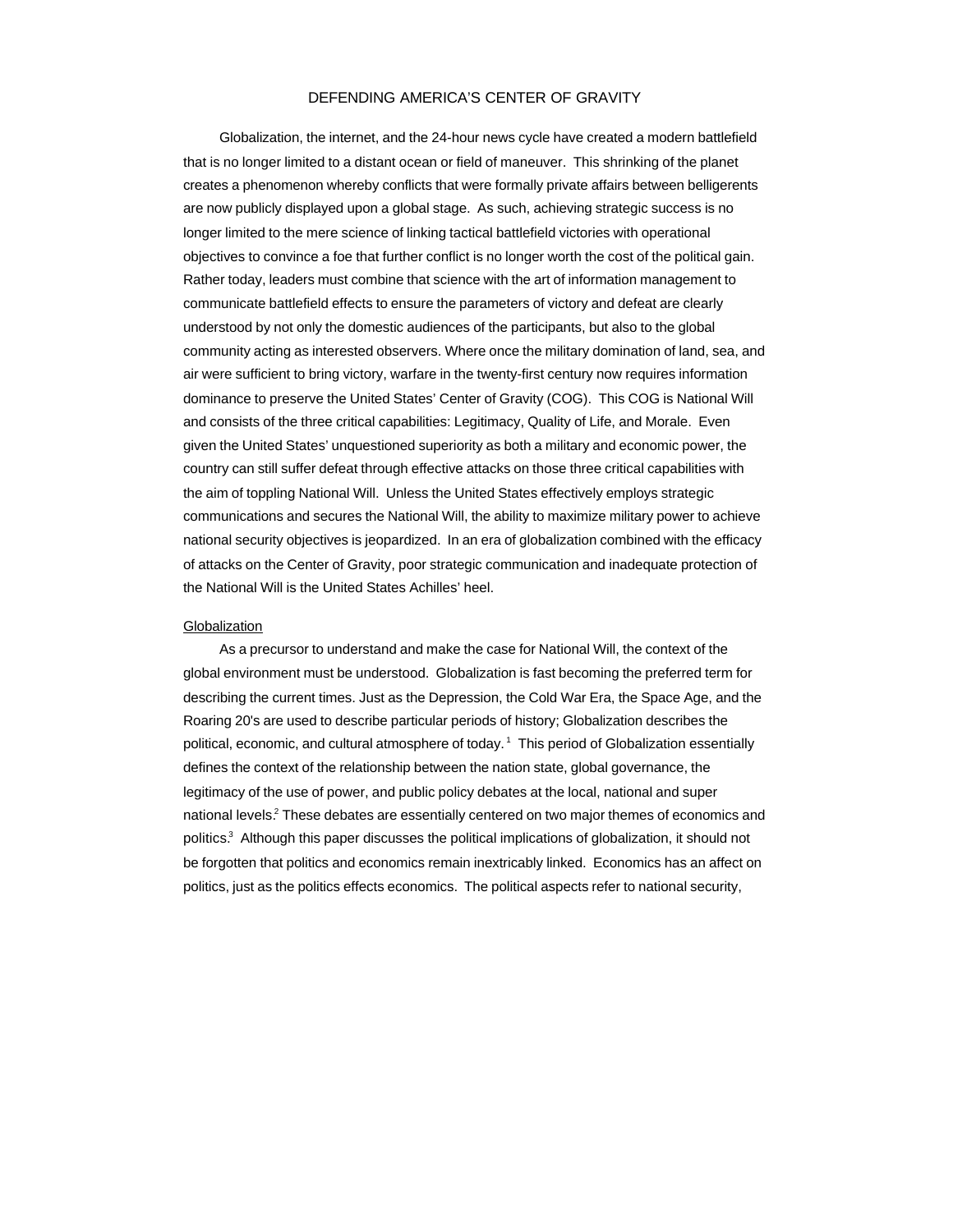# DEFENDING AMERICA'S CENTER OF GRAVITY

Globalization, the internet, and the 24-hour news cycle have created a modern battlefield that is no longer limited to a distant ocean or field of maneuver. This shrinking of the planet creates a phenomenon whereby conflicts that were formally private affairs between belligerents are now publicly displayed upon a global stage. As such, achieving strategic success is no longer limited to the mere science of linking tactical battlefield victories with operational objectives to convince a foe that further conflict is no longer worth the cost of the political gain. Rather today, leaders must combine that science with the art of information management to communicate battlefield effects to ensure the parameters of victory and defeat are clearly understood by not only the domestic audiences of the participants, but also to the global community acting as interested observers. Where once the military domination of land, sea, and air were sufficient to bring victory, warfare in the twenty-first century now requires information dominance to preserve the United States' Center of Gravity (COG). This COG is National Will and consists of the three critical capabilities: Legitimacy, Quality of Life, and Morale. Even given the United States' unquestioned superiority as both a military and economic power, the country can still suffer defeat through effective attacks on those three critical capabilities with the aim of toppling National Will. Unless the United States effectively employs strategic communications and secures the National Will, the ability to maximize military power to achieve national security objectives is jeopardized. In an era of globalization combined with the efficacy of attacks on the Center of Gravity, poor strategic communication and inadequate protection of the National Will is the United States Achilles' heel.

<u>Globalization</u>

As a precursor to understand and make the case for National Will, the context of the global environment must be understood. Globalization is fast becoming the preferred term for describing the current times. Just as the Depression, the Cold War Era, the Space Age, and the Roaring 20's are used to describe particular periods of history; Globalization describes the political, economic, and cultural atmosphere of today. [1] This period of Globalization essentially defines the context of the relationship between the nation state, global governance, the legitimacy of the use of power, and public policy debates at the local, national and super national levels.[2] These debates are essentially centered on two major themes of economics and politics.[3] Although this paper discusses the political implications of globalization, it should not be forgotten that politics and economics remain inextricably linked. Economics has an affect on politics, just as the politics effects economics. The political aspects refer to national security,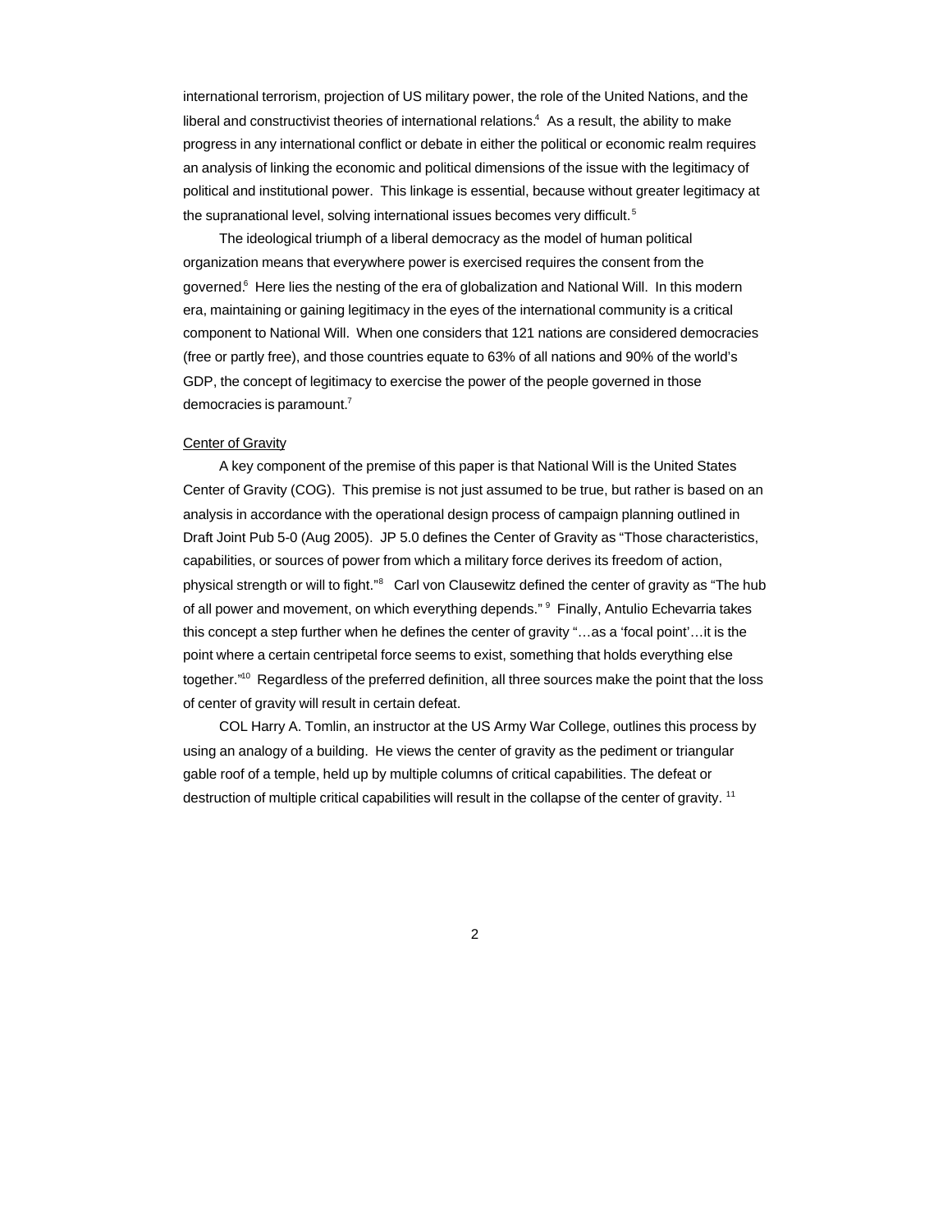international terrorism, projection of US military power, the role of the United Nations, and the liberal and constructivist theories of international relations.[4] As a result, the ability to make progress in any international conflict or debate in either the political or economic realm requires an analysis of linking the economic and political dimensions of the issue with the legitimacy of political and institutional power. This linkage is essential, because without greater legitimacy at the supranational level, solving international issues becomes very difficult.[5]

The ideological triumph of a liberal democracy as the model of human political organization means that everywhere power is exercised requires the consent from the governed.[6] Here lies the nesting of the era of globalization and National Will. In this modern era, maintaining or gaining legitimacy in the eyes of the international community is a critical component to National Will. When one considers that 121 nations are considered democracies (free or partly free), and those countries equate to 63% of all nations and 90% of the world's GDP, the concept of legitimacy to exercise the power of the people governed in those democracies is paramount.[7]

Center of Gravity

A key component of the premise of this paper is that National Will is the United States Center of Gravity (COG). This premise is not just assumed to be true, but rather is based on an analysis in accordance with the operational design process of campaign planning outlined in Draft Joint Pub 5-0 (Aug 2005). JP 5.0 defines the Center of Gravity as "Those characteristics, capabilities, or sources of power from which a military force derives its freedom of action, physical strength or will to fight."[8] Carl von Clausewitz defined the center of gravity as "The hub of all power and movement, on which everything depends."[9] Finally, Antulio Echevarria takes this concept a step further when he defines the center of gravity "…as a 'focal point'…it is the point where a certain centripetal force seems to exist, something that holds everything else together."[10] Regardless of the preferred definition, all three sources make the point that the loss of center of gravity will result in certain defeat.

COL Harry A. Tomlin, an instructor at the US Army War College, outlines this process by using an analogy of a building. He views the center of gravity as the pediment or triangular gable roof of a temple, held up by multiple columns of critical capabilities. The defeat or destruction of multiple critical capabilities will result in the collapse of the center of gravity.[11]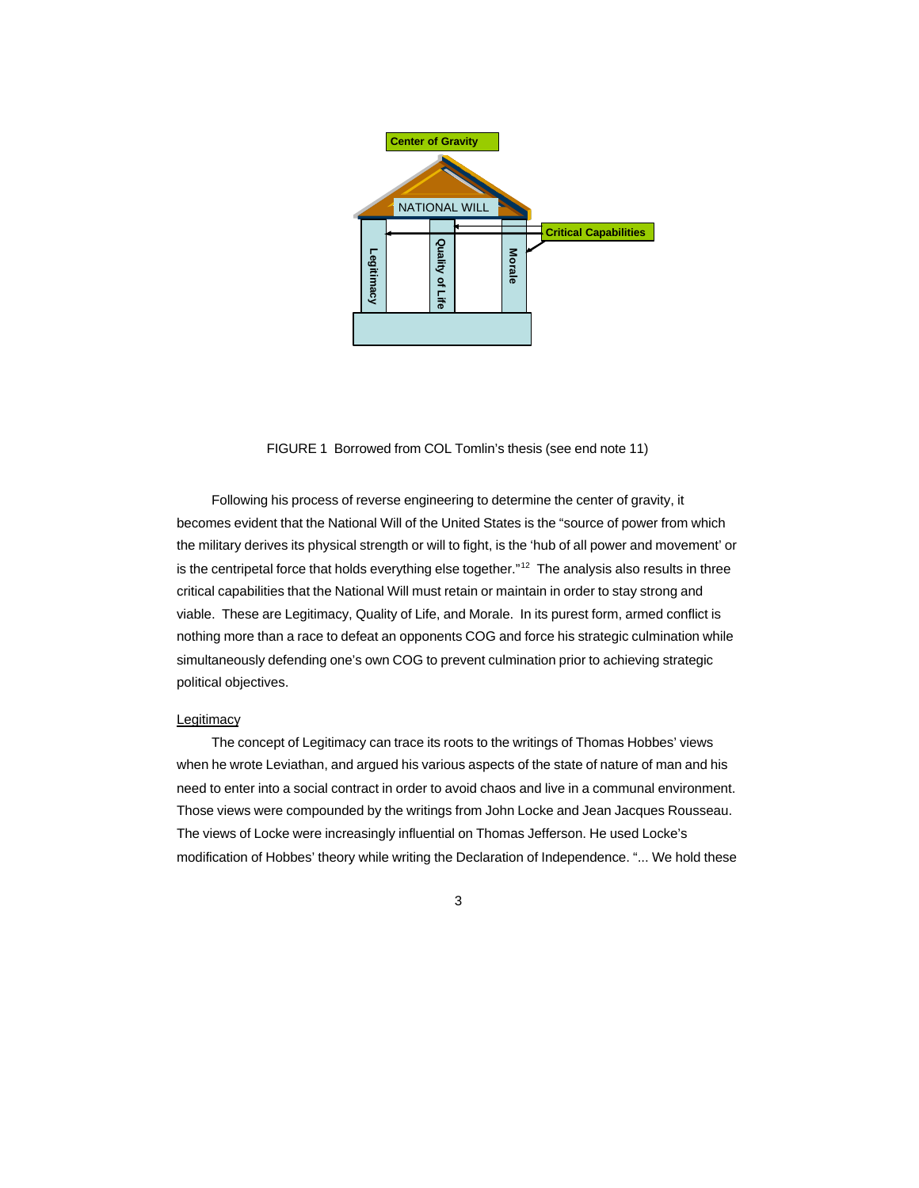Center of Gravity

NATIONAL WILL

Critical Capabilities

Legitimacy | Quality of Life | Morale

FIGURE 1 Borrowed from COL Tomlin's thesis (see end note 11)

Following his process of reverse engineering to determine the center of gravity, it becomes evident that the National Will of the United States is the "source of power from which the military derives its physical strength or will to fight, is the 'hub of all power and movement' or is the centripetal force that holds everything else together."[12] The analysis also results in three critical capabilities that the National Will must retain or maintain in order to stay strong and viable. These are Legitimacy, Quality of Life, and Morale. In its purest form, armed conflict is nothing more than a race to defeat an opponents COG and force his strategic culmination while simultaneously defending one's own COG to prevent culmination prior to achieving strategic political objectives.

Legitimacy

The concept of Legitimacy can trace its roots to the writings of Thomas Hobbes' views when he wrote Leviathan, and argued his various aspects of the state of nature of man and his need to enter into a social contract in order to avoid chaos and live in a communal environment. Those views were compounded by the writings from John Locke and Jean Jacques Rousseau. The views of Locke were increasingly influential on Thomas Jefferson. He used Locke's modification of Hobbes' theory while writing the Declaration of Independence. "... We hold these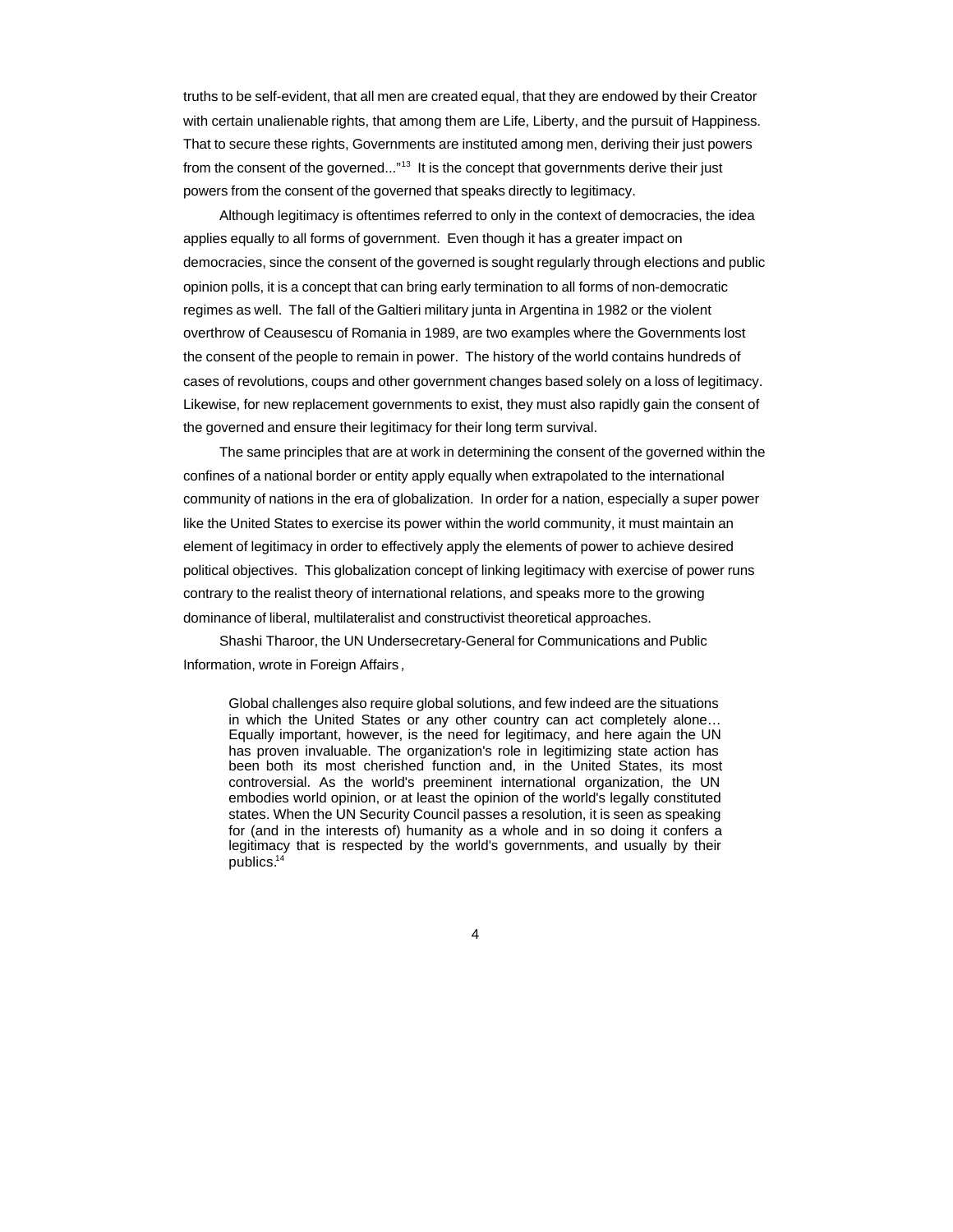truths to be self-evident, that all men are created equal, that they are endowed by their Creator with certain unalienable rights, that among them are Life, Liberty, and the pursuit of Happiness. That to secure these rights, Governments are instituted among men, deriving their just powers from the consent of the governed..."[13] It is the concept that governments derive their just powers from the consent of the governed that speaks directly to legitimacy.

Although legitimacy is oftentimes referred to only in the context of democracies, the idea applies equally to all forms of government. Even though it has a greater impact on democracies, since the consent of the governed is sought regularly through elections and public opinion polls, it is a concept that can bring early termination to all forms of non-democratic regimes as well. The fall of the Galtieri military junta in Argentina in 1982 or the violent overthrow of Ceausescu of Romania in 1989, are two examples where the Governments lost the consent of the people to remain in power. The history of the world contains hundreds of cases of revolutions, coups and other government changes based solely on a loss of legitimacy. Likewise, for new replacement governments to exist, they must also rapidly gain the consent of the governed and ensure their legitimacy for their long term survival.

The same principles that are at work in determining the consent of the governed within the confines of a national border or entity apply equally when extrapolated to the international community of nations in the era of globalization. In order for a nation, especially a super power like the United States to exercise its power within the world community, it must maintain an element of legitimacy in order to effectively apply the elements of power to achieve desired political objectives. This globalization concept of linking legitimacy with exercise of power runs contrary to the realist theory of international relations, and speaks more to the growing dominance of liberal, multilateralist and constructivist theoretical approaches.

Shashi Tharoor, the UN Undersecretary-General for Communications and Public Information, wrote in *Foreign Affairs*,

> Global challenges also require global solutions, and few indeed are the situations in which the United States or any other country can act completely alone… Equally important, however, is the need for legitimacy, and here again the UN has proven invaluable. The organization's role in legitimizing state action has been both its most cherished function and, in the United States, its most controversial. As the world's preeminent international organization, the UN embodies world opinion, or at least the opinion of the world's legally constituted states. When the UN Security Council passes a resolution, it is seen as speaking for (and in the interests of) humanity as a whole and in so doing it confers a legitimacy that is respected by the world's governments, and usually by their publics.[14]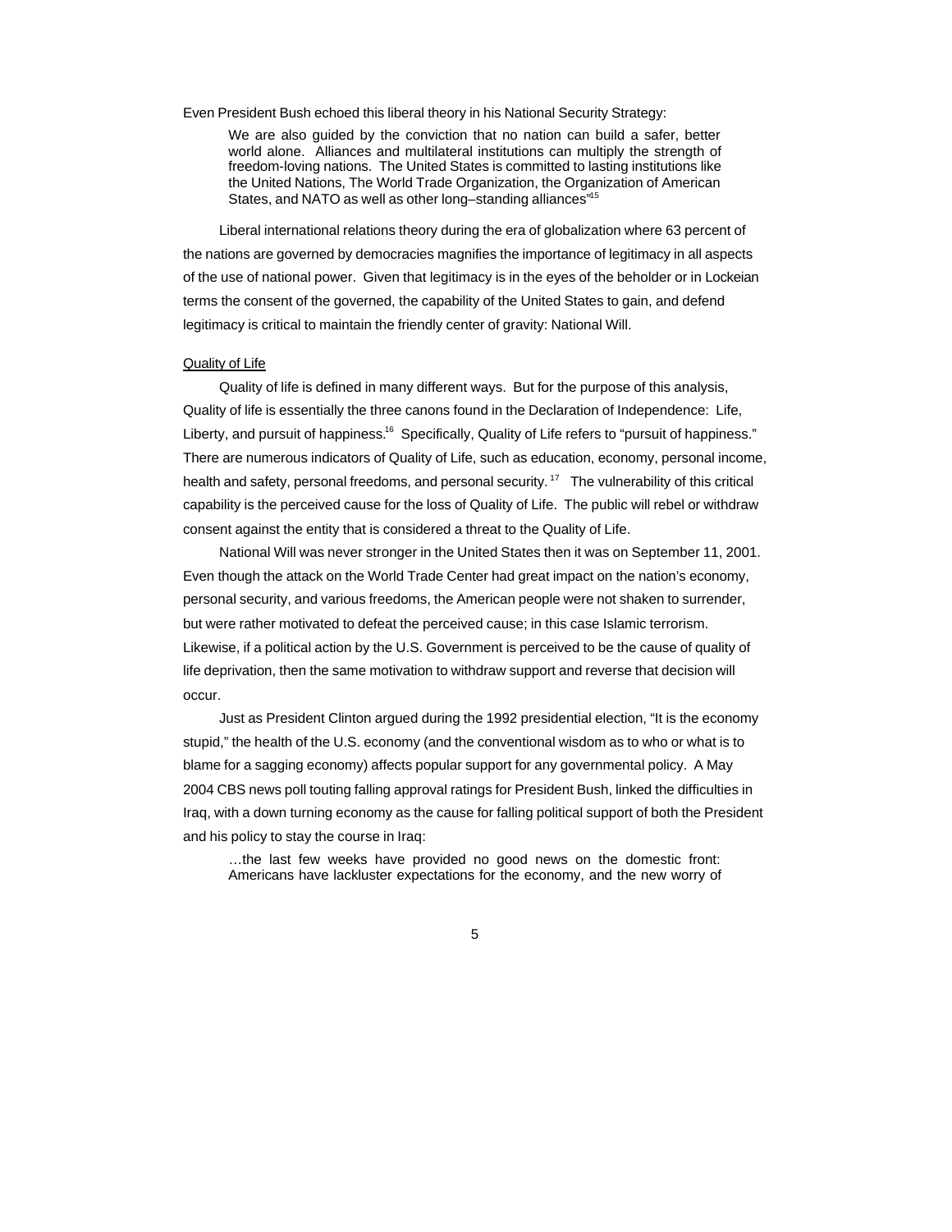Even President Bush echoed this liberal theory in his National Security Strategy:

> We are also guided by the conviction that no nation can build a safer, better world alone. Alliances and multilateral institutions can multiply the strength of freedom-loving nations. The United States is committed to lasting institutions like the United Nations, The World Trade Organization, the Organization of American States, and NATO as well as other long–standing alliances"[15]

Liberal international relations theory during the era of globalization where 63 percent of the nations are governed by democracies magnifies the importance of legitimacy in all aspects of the use of national power. Given that legitimacy is in the eyes of the beholder or in Lockeian terms the consent of the governed, the capability of the United States to gain, and defend legitimacy is critical to maintain the friendly center of gravity: National Will.

<u>Quality of Life</u>

Quality of life is defined in many different ways. But for the purpose of this analysis, Quality of life is essentially the three canons found in the Declaration of Independence: Life, Liberty, and pursuit of happiness.[16] Specifically, Quality of Life refers to "pursuit of happiness." There are numerous indicators of Quality of Life, such as education, economy, personal income, health and safety, personal freedoms, and personal security.[17] The vulnerability of this critical capability is the perceived cause for the loss of Quality of Life. The public will rebel or withdraw consent against the entity that is considered a threat to the Quality of Life.

National Will was never stronger in the United States then it was on September 11, 2001. Even though the attack on the World Trade Center had great impact on the nation's economy, personal security, and various freedoms, the American people were not shaken to surrender, but were rather motivated to defeat the perceived cause; in this case Islamic terrorism. Likewise, if a political action by the U.S. Government is perceived to be the cause of quality of life deprivation, then the same motivation to withdraw support and reverse that decision will occur.

Just as President Clinton argued during the 1992 presidential election, "It is the economy stupid," the health of the U.S. economy (and the conventional wisdom as to who or what is to blame for a sagging economy) affects popular support for any governmental policy. A May 2004 CBS news poll touting falling approval ratings for President Bush, linked the difficulties in Iraq, with a down turning economy as the cause for falling political support of both the President and his policy to stay the course in Iraq:

> …the last few weeks have provided no good news on the domestic front: Americans have lackluster expectations for the economy, and the new worry of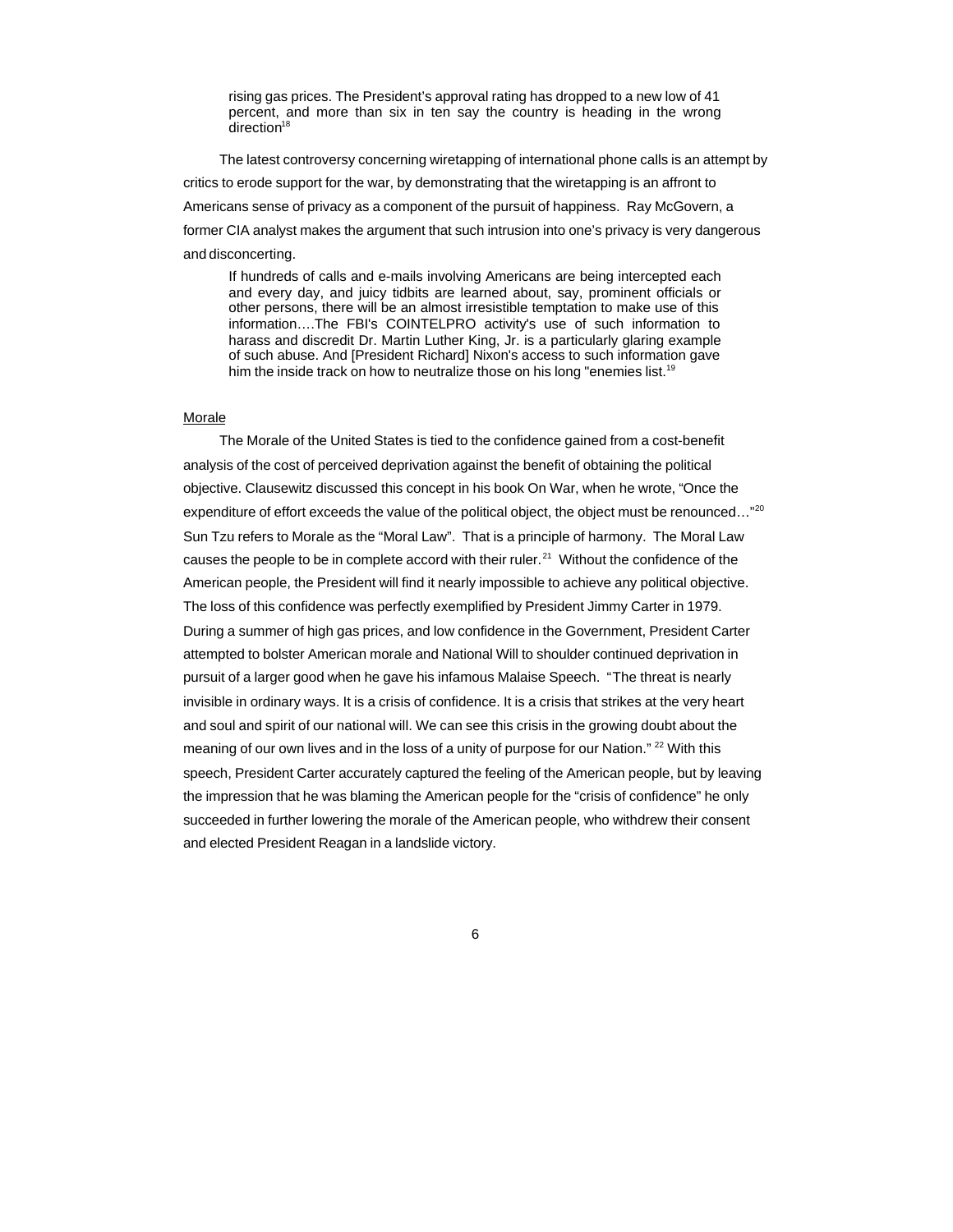> rising gas prices. The President's approval rating has dropped to a new low of 41 percent, and more than six in ten say the country is heading in the wrong direction[18]

The latest controversy concerning wiretapping of international phone calls is an attempt by critics to erode support for the war, by demonstrating that the wiretapping is an affront to Americans sense of privacy as a component of the pursuit of happiness. Ray McGovern, a former CIA analyst makes the argument that such intrusion into one's privacy is very dangerous and disconcerting.

> If hundreds of calls and e-mails involving Americans are being intercepted each and every day, and juicy tidbits are learned about, say, prominent officials or other persons, there will be an almost irresistible temptation to make use of this information….The FBI's COINTELPRO activity's use of such information to harass and discredit Dr. Martin Luther King, Jr. is a particularly glaring example of such abuse. And [President Richard] Nixon's access to such information gave him the inside track on how to neutralize those on his long "enemies list.[19]

<u>Morale</u>

The Morale of the United States is tied to the confidence gained from a cost-benefit analysis of the cost of perceived deprivation against the benefit of obtaining the political objective. Clausewitz discussed this concept in his book On War, when he wrote, "Once the expenditure of effort exceeds the value of the political object, the object must be renounced…"[20] Sun Tzu refers to Morale as the "Moral Law". That is a principle of harmony. The Moral Law causes the people to be in complete accord with their ruler.[21] Without the confidence of the American people, the President will find it nearly impossible to achieve any political objective. The loss of this confidence was perfectly exemplified by President Jimmy Carter in 1979. During a summer of high gas prices, and low confidence in the Government, President Carter attempted to bolster American morale and National Will to shoulder continued deprivation in pursuit of a larger good when he gave his infamous Malaise Speech. "The threat is nearly invisible in ordinary ways. It is a crisis of confidence. It is a crisis that strikes at the very heart and soul and spirit of our national will. We can see this crisis in the growing doubt about the meaning of our own lives and in the loss of a unity of purpose for our Nation." [22] With this speech, President Carter accurately captured the feeling of the American people, but by leaving the impression that he was blaming the American people for the "crisis of confidence" he only succeeded in further lowering the morale of the American people, who withdrew their consent and elected President Reagan in a landslide victory.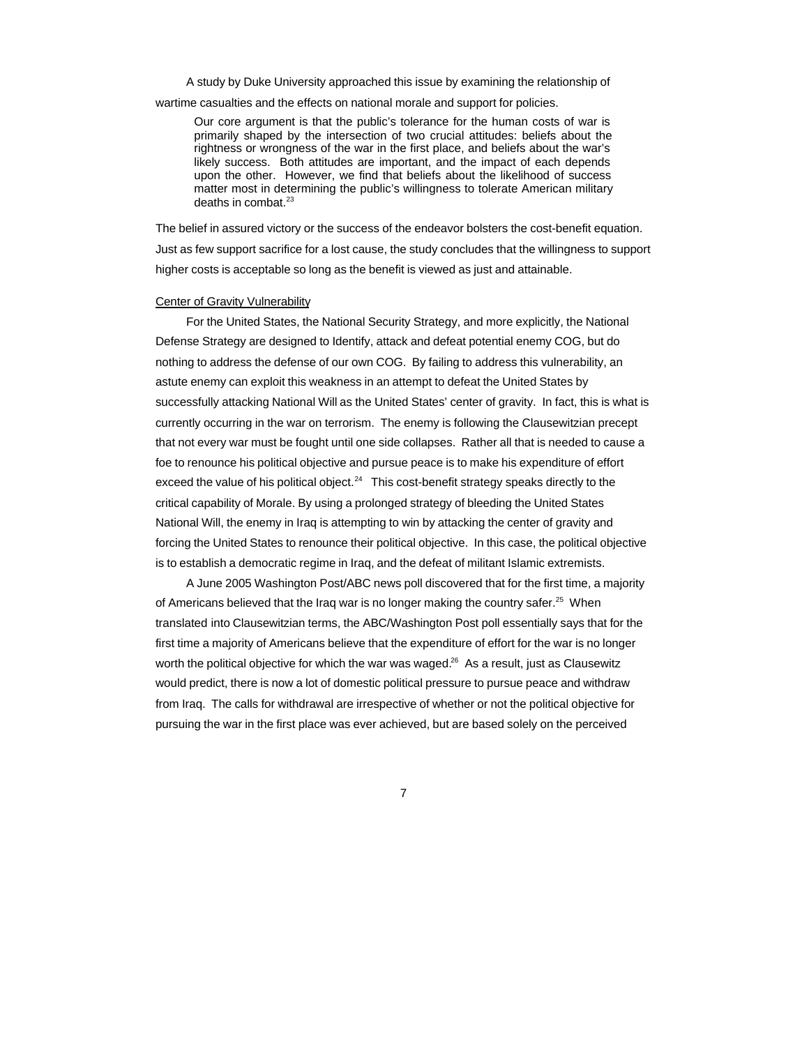A study by Duke University approached this issue by examining the relationship of wartime casualties and the effects on national morale and support for policies.

> Our core argument is that the public's tolerance for the human costs of war is primarily shaped by the intersection of two crucial attitudes: beliefs about the rightness or wrongness of the war in the first place, and beliefs about the war's likely success. Both attitudes are important, and the impact of each depends upon the other. However, we find that beliefs about the likelihood of success matter most in determining the public's willingness to tolerate American military deaths in combat.[23]

The belief in assured victory or the success of the endeavor bolsters the cost-benefit equation. Just as few support sacrifice for a lost cause, the study concludes that the willingness to support higher costs is acceptable so long as the benefit is viewed as just and attainable.

<u>Center of Gravity Vulnerability</u>

For the United States, the National Security Strategy, and more explicitly, the National Defense Strategy are designed to Identify, attack and defeat potential enemy COG, but do nothing to address the defense of our own COG. By failing to address this vulnerability, an astute enemy can exploit this weakness in an attempt to defeat the United States by successfully attacking National Will as the United States' center of gravity. In fact, this is what is currently occurring in the war on terrorism. The enemy is following the Clausewitzian precept that not every war must be fought until one side collapses. Rather all that is needed to cause a foe to renounce his political objective and pursue peace is to make his expenditure of effort exceed the value of his political object.[24] This cost-benefit strategy speaks directly to the critical capability of Morale. By using a prolonged strategy of bleeding the United States National Will, the enemy in Iraq is attempting to win by attacking the center of gravity and forcing the United States to renounce their political objective. In this case, the political objective is to establish a democratic regime in Iraq, and the defeat of militant Islamic extremists.

A June 2005 Washington Post/ABC news poll discovered that for the first time, a majority of Americans believed that the Iraq war is no longer making the country safer.[25] When translated into Clausewitzian terms, the ABC/Washington Post poll essentially says that for the first time a majority of Americans believe that the expenditure of effort for the war is no longer worth the political objective for which the war was waged.[26] As a result, just as Clausewitz would predict, there is now a lot of domestic political pressure to pursue peace and withdraw from Iraq. The calls for withdrawal are irrespective of whether or not the political objective for pursuing the war in the first place was ever achieved, but are based solely on the perceived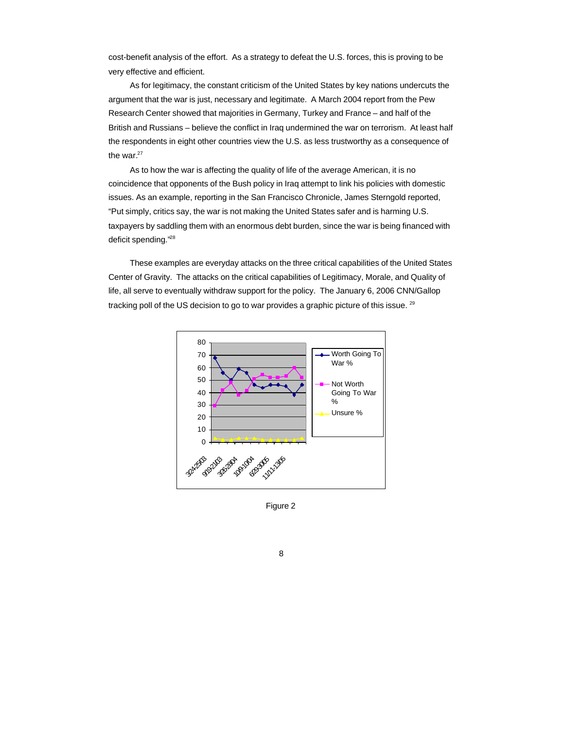cost-benefit analysis of the effort. As a strategy to defeat the U.S. forces, this is proving to be very effective and efficient.

As for legitimacy, the constant criticism of the United States by key nations undercuts the argument that the war is just, necessary and legitimate. A March 2004 report from the Pew Research Center showed that majorities in Germany, Turkey and France – and half of the British and Russians – believe the conflict in Iraq undermined the war on terrorism. At least half the respondents in eight other countries view the U.S. as less trustworthy as a consequence of the war.[27]

As to how the war is affecting the quality of life of the average American, it is no coincidence that opponents of the Bush policy in Iraq attempt to link his policies with domestic issues. As an example, reporting in the San Francisco Chronicle, James Sterngold reported, "Put simply, critics say, the war is not making the United States safer and is harming U.S. taxpayers by saddling them with an enormous debt burden, since the war is being financed with deficit spending."[28]

These examples are everyday attacks on the three critical capabilities of the United States Center of Gravity. The attacks on the critical capabilities of Legitimacy, Morale, and Quality of life, all serve to eventually withdraw support for the policy. The January 6, 2006 CNN/Gallop tracking poll of the US decision to go to war provides a graphic picture of this issue. [29]

Figure 2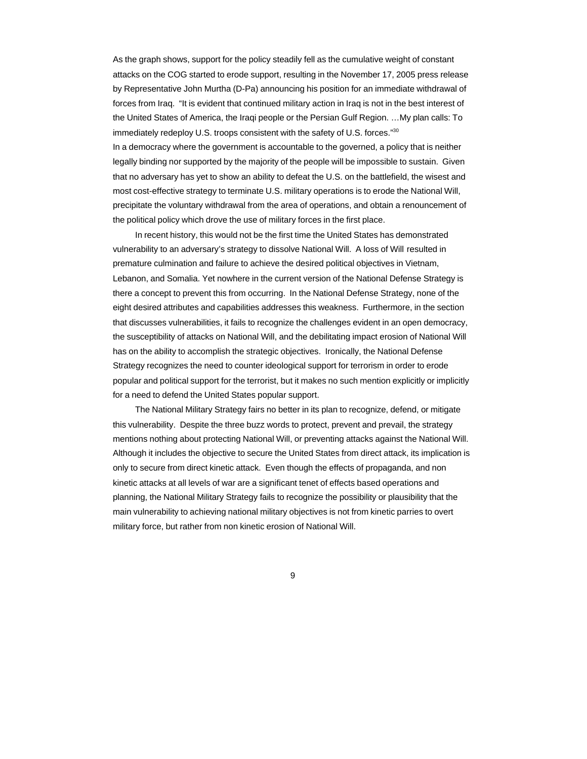As the graph shows, support for the policy steadily fell as the cumulative weight of constant attacks on the COG started to erode support, resulting in the November 17, 2005 press release by Representative John Murtha (D-Pa) announcing his position for an immediate withdrawal of forces from Iraq. "It is evident that continued military action in Iraq is not in the best interest of the United States of America, the Iraqi people or the Persian Gulf Region. …My plan calls: To immediately redeploy U.S. troops consistent with the safety of U.S. forces."[30]

In a democracy where the government is accountable to the governed, a policy that is neither legally binding nor supported by the majority of the people will be impossible to sustain. Given that no adversary has yet to show an ability to defeat the U.S. on the battlefield, the wisest and most cost-effective strategy to terminate U.S. military operations is to erode the National Will, precipitate the voluntary withdrawal from the area of operations, and obtain a renouncement of the political policy which drove the use of military forces in the first place.

In recent history, this would not be the first time the United States has demonstrated vulnerability to an adversary's strategy to dissolve National Will. A loss of Will resulted in premature culmination and failure to achieve the desired political objectives in Vietnam, Lebanon, and Somalia. Yet nowhere in the current version of the National Defense Strategy is there a concept to prevent this from occurring. In the National Defense Strategy, none of the eight desired attributes and capabilities addresses this weakness. Furthermore, in the section that discusses vulnerabilities, it fails to recognize the challenges evident in an open democracy, the susceptibility of attacks on National Will, and the debilitating impact erosion of National Will has on the ability to accomplish the strategic objectives. Ironically, the National Defense Strategy recognizes the need to counter ideological support for terrorism in order to erode popular and political support for the terrorist, but it makes no such mention explicitly or implicitly for a need to defend the United States popular support.

The National Military Strategy fairs no better in its plan to recognize, defend, or mitigate this vulnerability. Despite the three buzz words to protect, prevent and prevail, the strategy mentions nothing about protecting National Will, or preventing attacks against the National Will. Although it includes the objective to secure the United States from direct attack, its implication is only to secure from direct kinetic attack. Even though the effects of propaganda, and non kinetic attacks at all levels of war are a significant tenet of effects based operations and planning, the National Military Strategy fails to recognize the possibility or plausibility that the main vulnerability to achieving national military objectives is not from kinetic parries to overt military force, but rather from non kinetic erosion of National Will.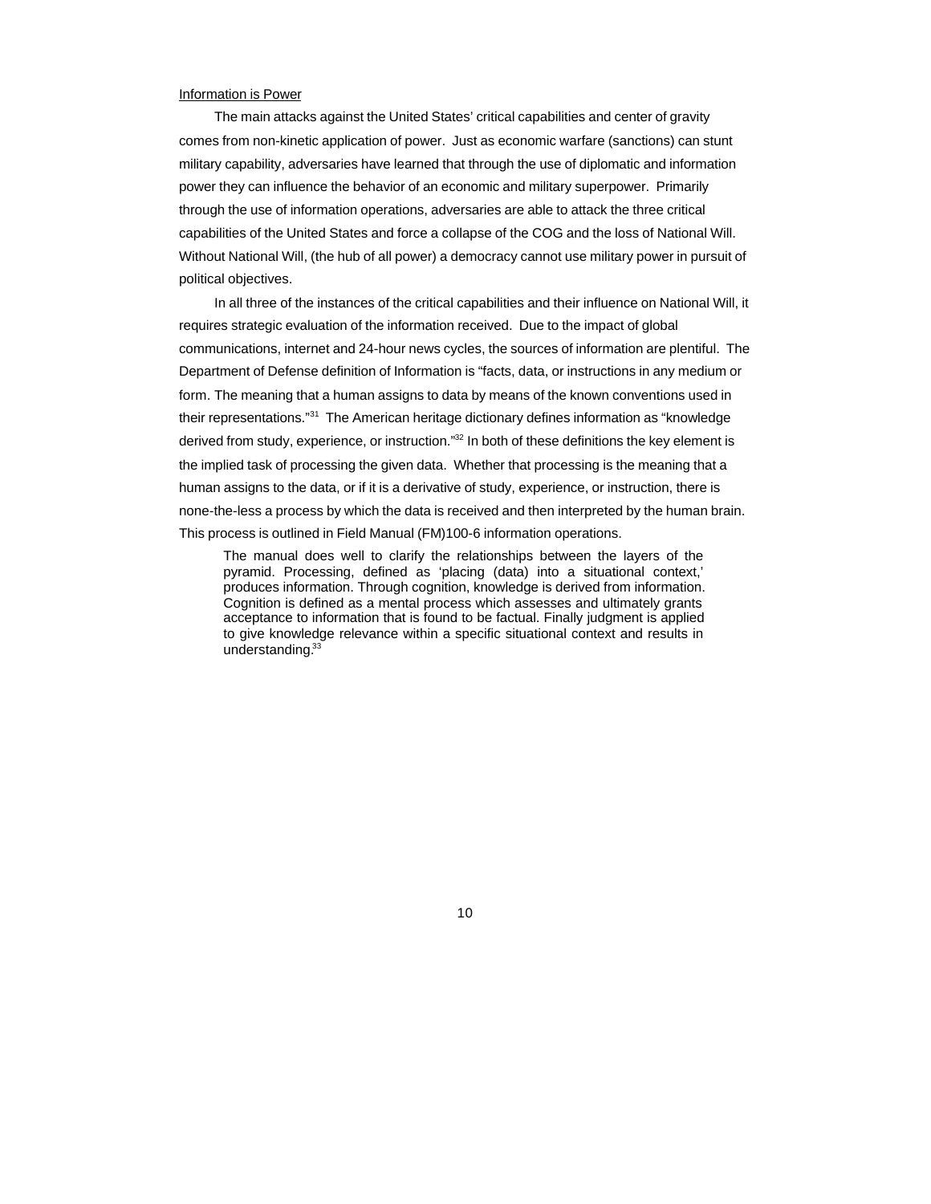Information is Power

The main attacks against the United States' critical capabilities and center of gravity comes from non-kinetic application of power. Just as economic warfare (sanctions) can stunt military capability, adversaries have learned that through the use of diplomatic and information power they can influence the behavior of an economic and military superpower. Primarily through the use of information operations, adversaries are able to attack the three critical capabilities of the United States and force a collapse of the COG and the loss of National Will. Without National Will, (the hub of all power) a democracy cannot use military power in pursuit of political objectives.

In all three of the instances of the critical capabilities and their influence on National Will, it requires strategic evaluation of the information received. Due to the impact of global communications, internet and 24-hour news cycles, the sources of information are plentiful. The Department of Defense definition of Information is "facts, data, or instructions in any medium or form. The meaning that a human assigns to data by means of the known conventions used in their representations."[31] The American heritage dictionary defines information as "knowledge derived from study, experience, or instruction."[32] In both of these definitions the key element is the implied task of processing the given data. Whether that processing is the meaning that a human assigns to the data, or if it is a derivative of study, experience, or instruction, there is none-the-less a process by which the data is received and then interpreted by the human brain. This process is outlined in Field Manual (FM)100-6 information operations.

> The manual does well to clarify the relationships between the layers of the pyramid. Processing, defined as 'placing (data) into a situational context,' produces information. Through cognition, knowledge is derived from information. Cognition is defined as a mental process which assesses and ultimately grants acceptance to information that is found to be factual. Finally judgment is applied to give knowledge relevance within a specific situational context and results in understanding.[33]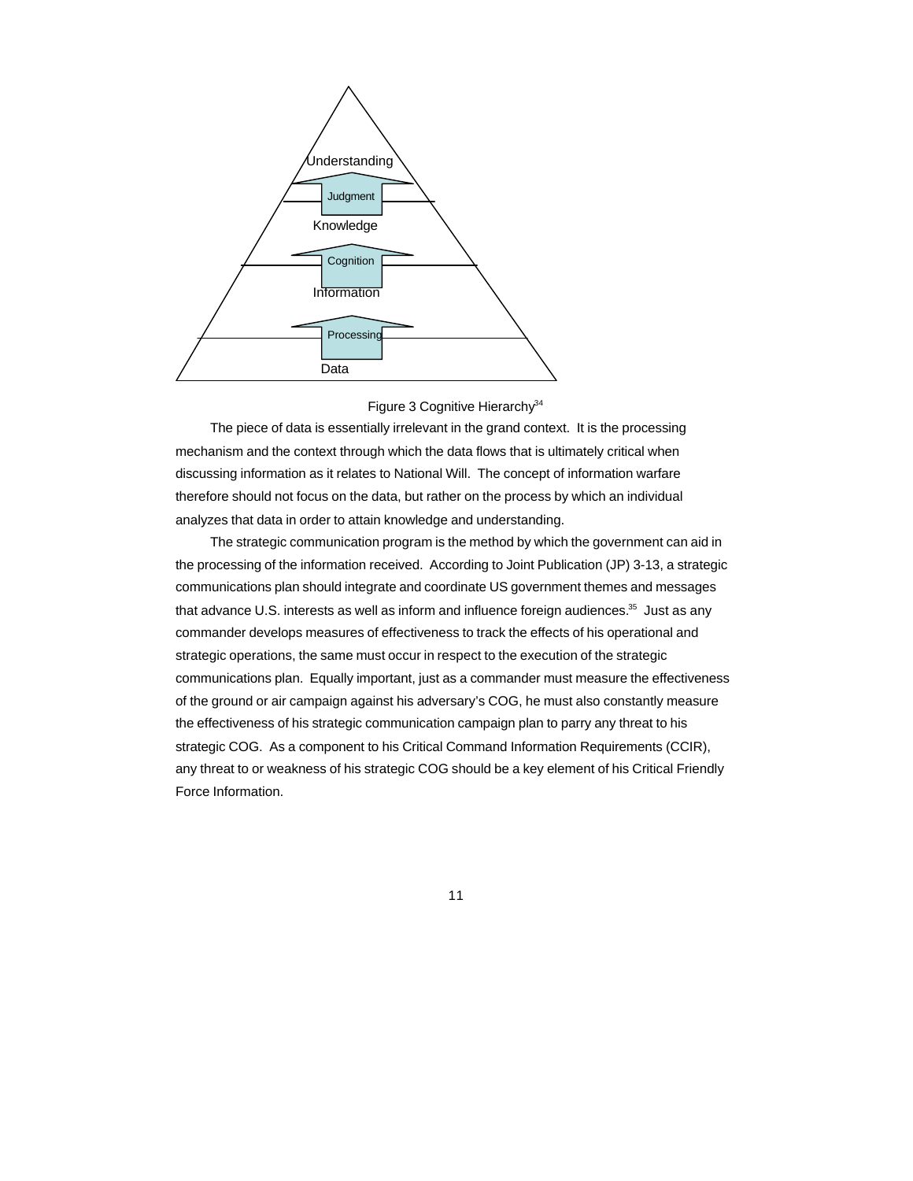Understanding

Judgment

Knowledge

Cognition

Information

Processing

Data

Figure 3 Cognitive Hierarchy[34]

The piece of data is essentially irrelevant in the grand context. It is the processing mechanism and the context through which the data flows that is ultimately critical when discussing information as it relates to National Will. The concept of information warfare therefore should not focus on the data, but rather on the process by which an individual analyzes that data in order to attain knowledge and understanding.

The strategic communication program is the method by which the government can aid in the processing of the information received. According to Joint Publication (JP) 3-13, a strategic communications plan should integrate and coordinate US government themes and messages that advance U.S. interests as well as inform and influence foreign audiences.[35] Just as any commander develops measures of effectiveness to track the effects of his operational and strategic operations, the same must occur in respect to the execution of the strategic communications plan. Equally important, just as a commander must measure the effectiveness of the ground or air campaign against his adversary's COG, he must also constantly measure the effectiveness of his strategic communication campaign plan to parry any threat to his strategic COG. As a component to his Critical Command Information Requirements (CCIR), any threat to or weakness of his strategic COG should be a key element of his Critical Friendly Force Information.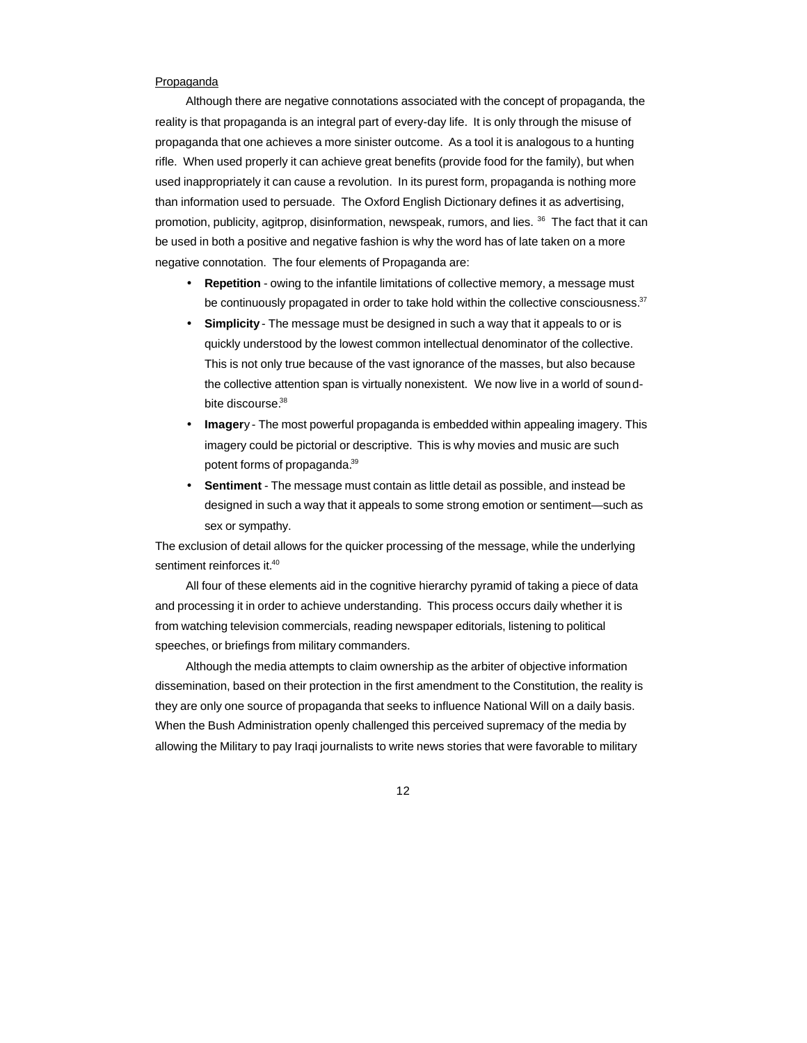Propaganda

Although there are negative connotations associated with the concept of propaganda, the reality is that propaganda is an integral part of every-day life. It is only through the misuse of propaganda that one achieves a more sinister outcome. As a tool it is analogous to a hunting rifle. When used properly it can achieve great benefits (provide food for the family), but when used inappropriately it can cause a revolution. In its purest form, propaganda is nothing more than information used to persuade. The Oxford English Dictionary defines it as advertising, promotion, publicity, agitprop, disinformation, newspeak, rumors, and lies. [36] The fact that it can be used in both a positive and negative fashion is why the word has of late taken on a more negative connotation. The four elements of Propaganda are:

- **Repetition** - owing to the infantile limitations of collective memory, a message must be continuously propagated in order to take hold within the collective consciousness.[37]
- **Simplicity** - The message must be designed in such a way that it appeals to or is quickly understood by the lowest common intellectual denominator of the collective. This is not only true because of the vast ignorance of the masses, but also because the collective attention span is virtually nonexistent. We now live in a world of sound-bite discourse.[38]
- **Imager**y - The most powerful propaganda is embedded within appealing imagery. This imagery could be pictorial or descriptive. This is why movies and music are such potent forms of propaganda.[39]
- **Sentiment** - The message must contain as little detail as possible, and instead be designed in such a way that it appeals to some strong emotion or sentiment—such as sex or sympathy.

The exclusion of detail allows for the quicker processing of the message, while the underlying sentiment reinforces it.[40]

All four of these elements aid in the cognitive hierarchy pyramid of taking a piece of data and processing it in order to achieve understanding. This process occurs daily whether it is from watching television commercials, reading newspaper editorials, listening to political speeches, or briefings from military commanders.

Although the media attempts to claim ownership as the arbiter of objective information dissemination, based on their protection in the first amendment to the Constitution, the reality is they are only one source of propaganda that seeks to influence National Will on a daily basis. When the Bush Administration openly challenged this perceived supremacy of the media by allowing the Military to pay Iraqi journalists to write news stories that were favorable to military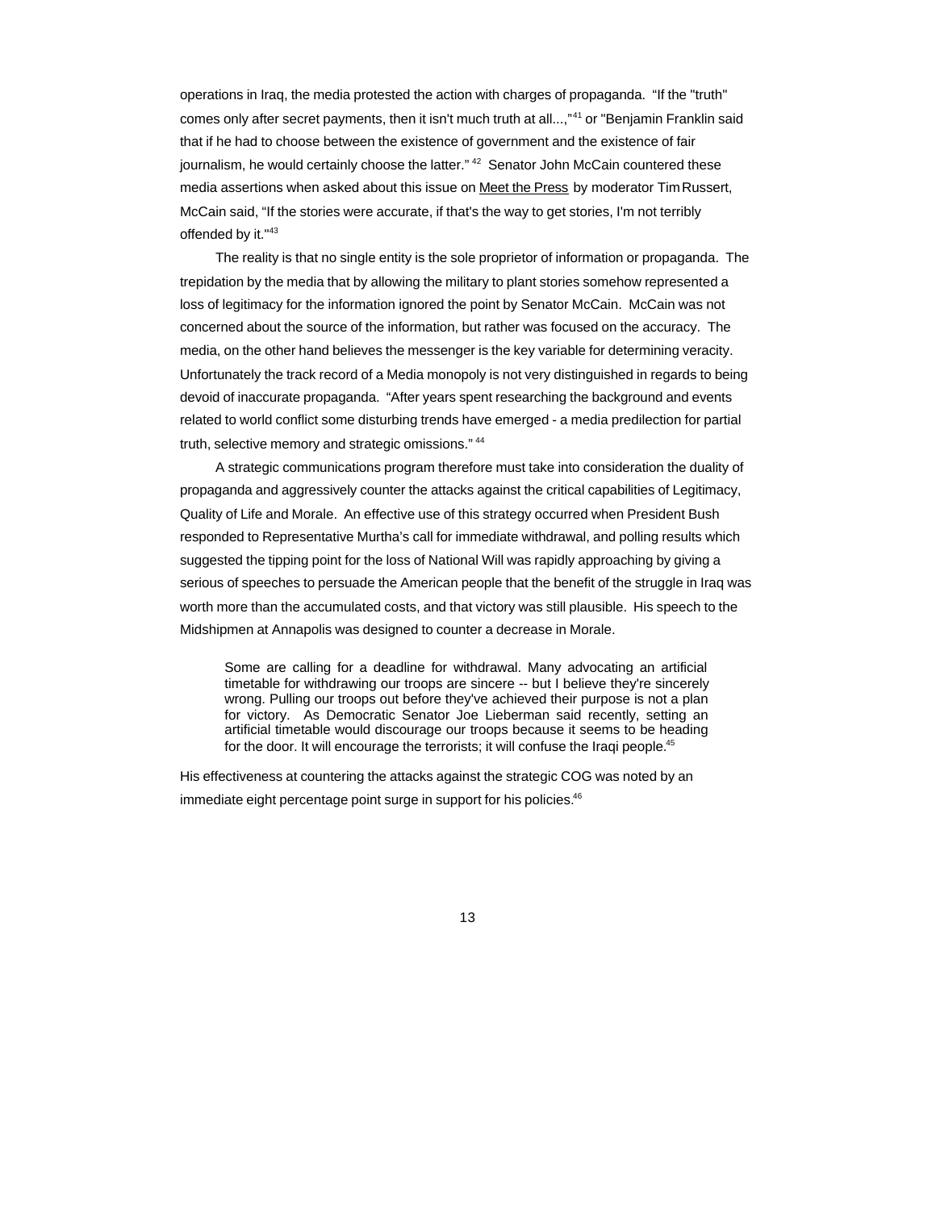operations in Iraq, the media protested the action with charges of propaganda. "If the "truth" comes only after secret payments, then it isn't much truth at all...,"[41] or "Benjamin Franklin said that if he had to choose between the existence of government and the existence of fair journalism, he would certainly choose the latter." [42] Senator John McCain countered these media assertions when asked about this issue on Meet the Press by moderator Tim Russert, McCain said, "If the stories were accurate, if that's the way to get stories, I'm not terribly offended by it."[43]

The reality is that no single entity is the sole proprietor of information or propaganda. The trepidation by the media that by allowing the military to plant stories somehow represented a loss of legitimacy for the information ignored the point by Senator McCain. McCain was not concerned about the source of the information, but rather was focused on the accuracy. The media, on the other hand believes the messenger is the key variable for determining veracity. Unfortunately the track record of a Media monopoly is not very distinguished in regards to being devoid of inaccurate propaganda. "After years spent researching the background and events related to world conflict some disturbing trends have emerged - a media predilection for partial truth, selective memory and strategic omissions." [44]

A strategic communications program therefore must take into consideration the duality of propaganda and aggressively counter the attacks against the critical capabilities of Legitimacy, Quality of Life and Morale. An effective use of this strategy occurred when President Bush responded to Representative Murtha's call for immediate withdrawal, and polling results which suggested the tipping point for the loss of National Will was rapidly approaching by giving a serious of speeches to persuade the American people that the benefit of the struggle in Iraq was worth more than the accumulated costs, and that victory was still plausible. His speech to the Midshipmen at Annapolis was designed to counter a decrease in Morale.

> Some are calling for a deadline for withdrawal. Many advocating an artificial timetable for withdrawing our troops are sincere -- but I believe they're sincerely wrong. Pulling our troops out before they've achieved their purpose is not a plan for victory. As Democratic Senator Joe Lieberman said recently, setting an artificial timetable would discourage our troops because it seems to be heading for the door. It will encourage the terrorists; it will confuse the Iraqi people.[45]

His effectiveness at countering the attacks against the strategic COG was noted by an immediate eight percentage point surge in support for his policies.[46]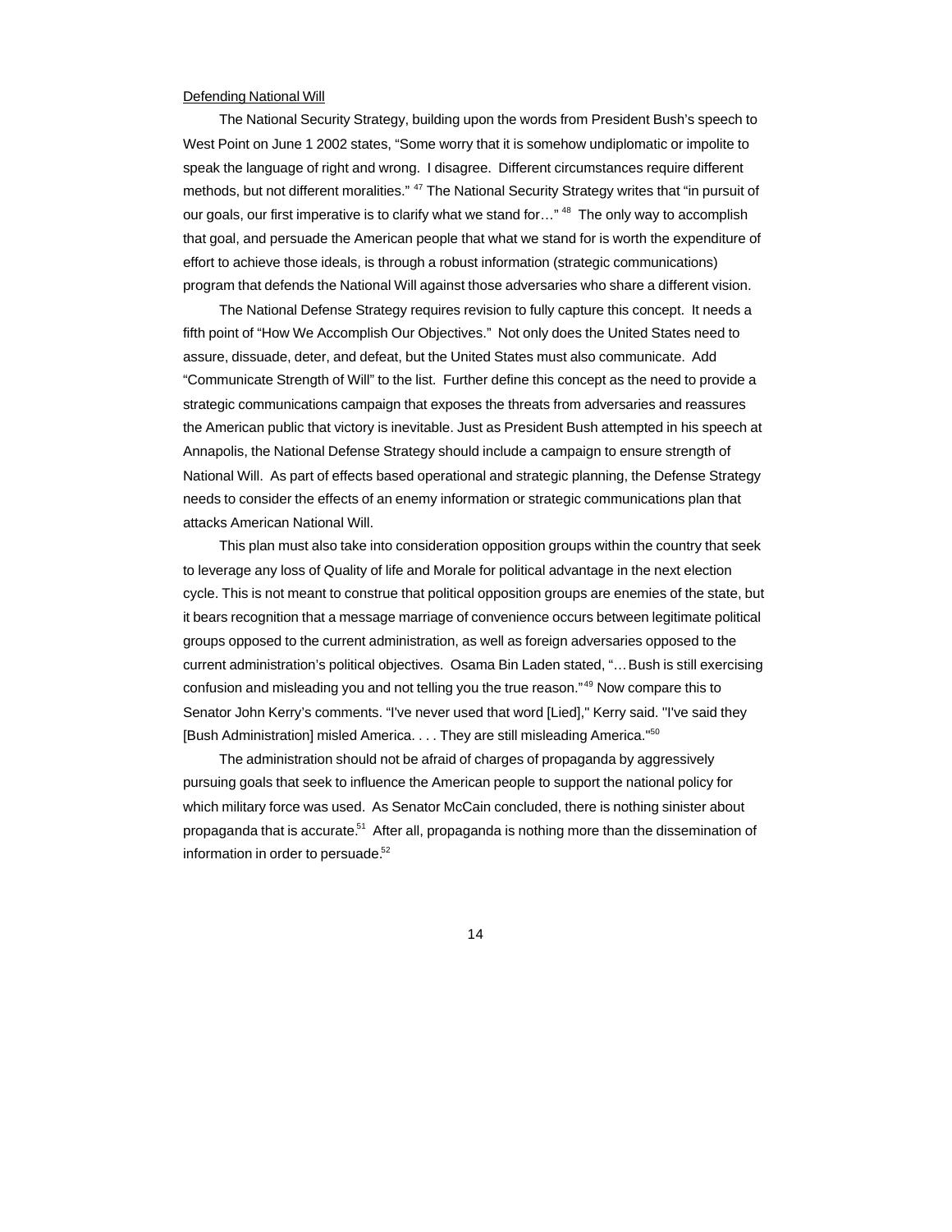Defending National Will

The National Security Strategy, building upon the words from President Bush's speech to West Point on June 1 2002 states, "Some worry that it is somehow undiplomatic or impolite to speak the language of right and wrong. I disagree. Different circumstances require different methods, but not different moralities." [47] The National Security Strategy writes that "in pursuit of our goals, our first imperative is to clarify what we stand for…" [48] The only way to accomplish that goal, and persuade the American people that what we stand for is worth the expenditure of effort to achieve those ideals, is through a robust information (strategic communications) program that defends the National Will against those adversaries who share a different vision.

The National Defense Strategy requires revision to fully capture this concept. It needs a fifth point of "How We Accomplish Our Objectives." Not only does the United States need to assure, dissuade, deter, and defeat, but the United States must also communicate. Add "Communicate Strength of Will" to the list. Further define this concept as the need to provide a strategic communications campaign that exposes the threats from adversaries and reassures the American public that victory is inevitable. Just as President Bush attempted in his speech at Annapolis, the National Defense Strategy should include a campaign to ensure strength of National Will. As part of effects based operational and strategic planning, the Defense Strategy needs to consider the effects of an enemy information or strategic communications plan that attacks American National Will.

This plan must also take into consideration opposition groups within the country that seek to leverage any loss of Quality of life and Morale for political advantage in the next election cycle. This is not meant to construe that political opposition groups are enemies of the state, but it bears recognition that a message marriage of convenience occurs between legitimate political groups opposed to the current administration, as well as foreign adversaries opposed to the current administration's political objectives. Osama Bin Laden stated, "…Bush is still exercising confusion and misleading you and not telling you the true reason." [49] Now compare this to Senator John Kerry's comments. "I've never used that word [Lied]," Kerry said. "I've said they [Bush Administration] misled America. . . . They are still misleading America." [50]

The administration should not be afraid of charges of propaganda by aggressively pursuing goals that seek to influence the American people to support the national policy for which military force was used. As Senator McCain concluded, there is nothing sinister about propaganda that is accurate.[51] After all, propaganda is nothing more than the dissemination of information in order to persuade.[52]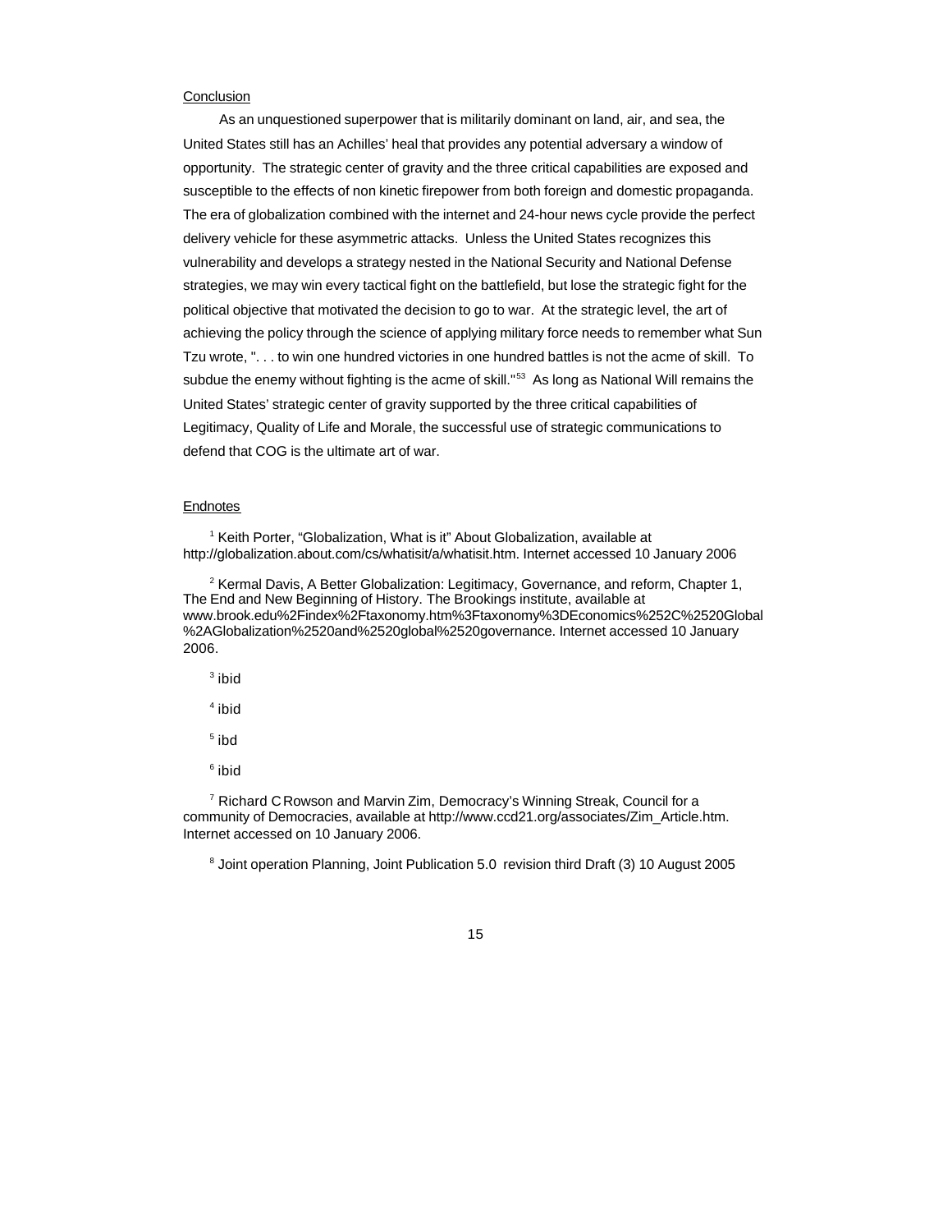Conclusion

As an unquestioned superpower that is militarily dominant on land, air, and sea, the United States still has an Achilles' heal that provides any potential adversary a window of opportunity. The strategic center of gravity and the three critical capabilities are exposed and susceptible to the effects of non kinetic firepower from both foreign and domestic propaganda. The era of globalization combined with the internet and 24-hour news cycle provide the perfect delivery vehicle for these asymmetric attacks. Unless the United States recognizes this vulnerability and develops a strategy nested in the National Security and National Defense strategies, we may win every tactical fight on the battlefield, but lose the strategic fight for the political objective that motivated the decision to go to war. At the strategic level, the art of achieving the policy through the science of applying military force needs to remember what Sun Tzu wrote, ". . . to win one hundred victories in one hundred battles is not the acme of skill. To subdue the enemy without fighting is the acme of skill."[53] As long as National Will remains the United States' strategic center of gravity supported by the three critical capabilities of Legitimacy, Quality of Life and Morale, the successful use of strategic communications to defend that COG is the ultimate art of war.

Endnotes

[1] Keith Porter, "Globalization, What is it" About Globalization, available at http://globalization.about.com/cs/whatisit/a/whatisit.htm. Internet accessed 10 January 2006

[2] Kermal Davis, A Better Globalization: Legitimacy, Governance, and reform, Chapter 1, The End and New Beginning of History. The Brookings institute, available at www.brook.edu%2Findex%2Ftaxonomy.htm%3Ftaxonomy%3DEconomics%252C%2520Global%2AGlobalization%2520and%2520global%2520governance. Internet accessed 10 January 2006.

[3] ibid

[4] ibid

[5] ibd

[6] ibid

[7] Richard C Rowson and Marvin Zim, Democracy's Winning Streak, Council for a community of Democracies, available at http://www.ccd21.org/associates/Zim_Article.htm. Internet accessed on 10 January 2006.

[8] Joint operation Planning, Joint Publication 5.0 revision third Draft (3) 10 August 2005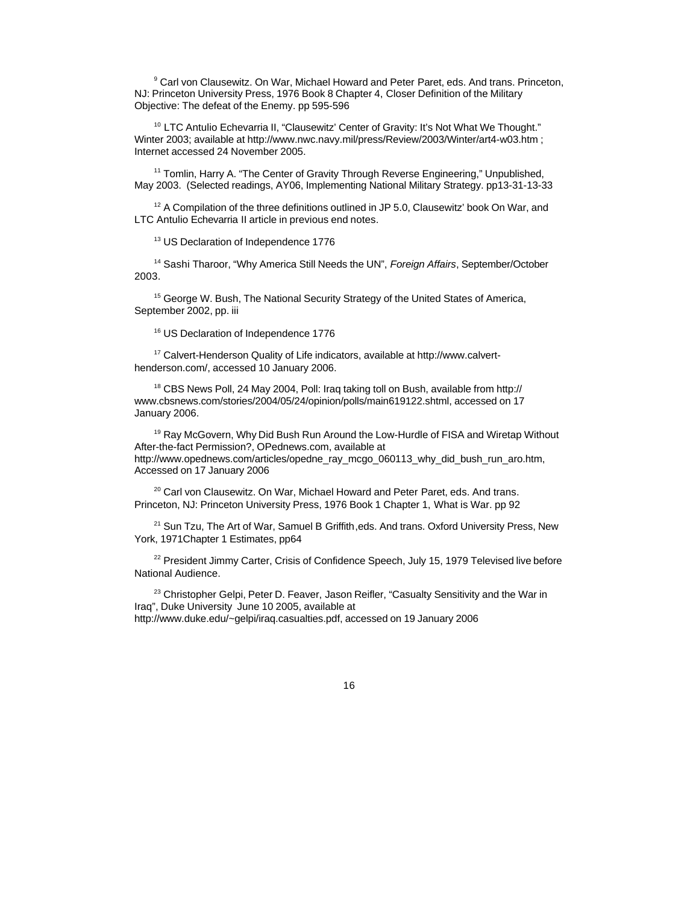[9] Carl von Clausewitz. On War, Michael Howard and Peter Paret, eds. And trans. Princeton, NJ: Princeton University Press, 1976 Book 8 Chapter 4, Closer Definition of the Military Objective: The defeat of the Enemy. pp 595-596

[10] LTC Antulio Echevarria II, "Clausewitz' Center of Gravity: It's Not What We Thought." Winter 2003; available at http://www.nwc.navy.mil/press/Review/2003/Winter/art4-w03.htm ; Internet accessed 24 November 2005.

[11] Tomlin, Harry A. "The Center of Gravity Through Reverse Engineering," Unpublished, May 2003. (Selected readings, AY06, Implementing National Military Strategy. pp13-31-13-33

[12] A Compilation of the three definitions outlined in JP 5.0, Clausewitz' book On War, and LTC Antulio Echevarria II article in previous end notes.

[13] US Declaration of Independence 1776

[14] Sashi Tharoor, "Why America Still Needs the UN", *Foreign Affairs*, September/October 2003.

[15] George W. Bush, The National Security Strategy of the United States of America, September 2002, pp. iii

[16] US Declaration of Independence 1776

[17] Calvert-Henderson Quality of Life indicators, available at http://www.calvert-henderson.com/, accessed 10 January 2006.

[18] CBS News Poll, 24 May 2004, Poll: Iraq taking toll on Bush, available from http:// www.cbsnews.com/stories/2004/05/24/opinion/polls/main619122.shtml, accessed on 17 January 2006.

[19] Ray McGovern, Why Did Bush Run Around the Low-Hurdle of FISA and Wiretap Without After-the-fact Permission?, OPednews.com, available at http://www.opednews.com/articles/opedne_ray_mcgo_060113_why_did_bush_run_aro.htm, Accessed on 17 January 2006

[20] Carl von Clausewitz. On War, Michael Howard and Peter Paret, eds. And trans. Princeton, NJ: Princeton University Press, 1976 Book 1 Chapter 1, What is War. pp 92

[21] Sun Tzu, The Art of War, Samuel B Griffith,eds. And trans. Oxford University Press, New York, 1971Chapter 1 Estimates, pp64

[22] President Jimmy Carter, Crisis of Confidence Speech, July 15, 1979 Televised live before National Audience.

[23] Christopher Gelpi, Peter D. Feaver, Jason Reifler, "Casualty Sensitivity and the War in Iraq", Duke University June 10 2005, available at http://www.duke.edu/~gelpi/iraq.casualties.pdf, accessed on 19 January 2006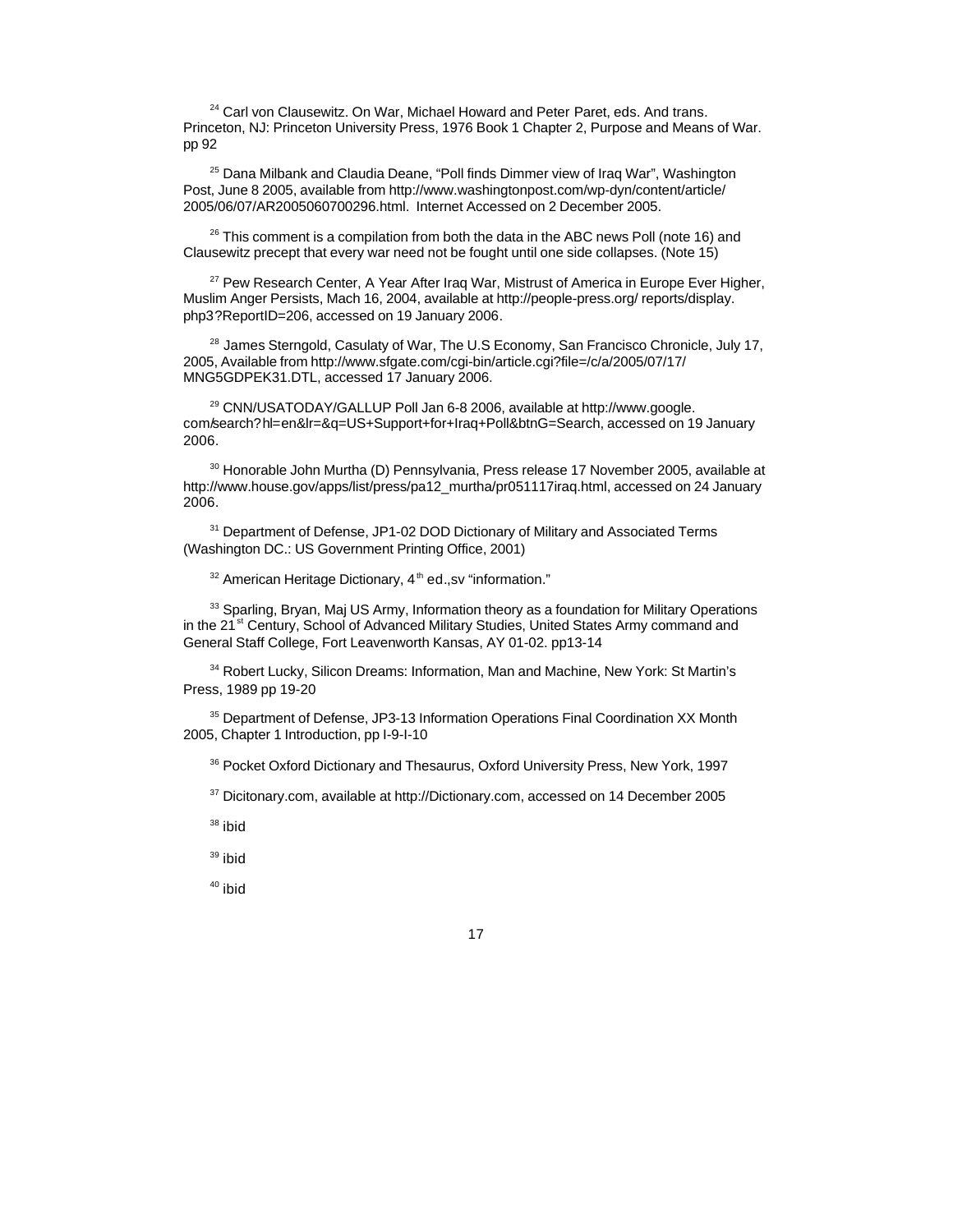[24] Carl von Clausewitz. On War, Michael Howard and Peter Paret, eds. And trans. Princeton, NJ: Princeton University Press, 1976 Book 1 Chapter 2, Purpose and Means of War. pp 92

[25] Dana Milbank and Claudia Deane, "Poll finds Dimmer view of Iraq War", Washington Post, June 8 2005, available from http://www.washingtonpost.com/wp-dyn/content/article/2005/06/07/AR2005060700296.html. Internet Accessed on 2 December 2005.

[26] This comment is a compilation from both the data in the ABC news Poll (note 16) and Clausewitz precept that every war need not be fought until one side collapses. (Note 15)

[27] Pew Research Center, A Year After Iraq War, Mistrust of America in Europe Ever Higher, Muslim Anger Persists, Mach 16, 2004, available at http://people-press.org/ reports/display.php3?ReportID=206, accessed on 19 January 2006.

[28] James Sterngold, Casulaty of War, The U.S Economy, San Francisco Chronicle, July 17, 2005, Available from http://www.sfgate.com/cgi-bin/article.cgi?file=/c/a/2005/07/17/MNG5GDPEK31.DTL, accessed 17 January 2006.

[29] CNN/USATODAY/GALLUP Poll Jan 6-8 2006, available at http://www.google.com/search?hl=en&lr=&q=US+Support+for+Iraq+Poll&btnG=Search, accessed on 19 January 2006.

[30] Honorable John Murtha (D) Pennsylvania, Press release 17 November 2005, available at http://www.house.gov/apps/list/press/pa12_murtha/pr051117iraq.html, accessed on 24 January 2006.

[31] Department of Defense, JP1-02 DOD Dictionary of Military and Associated Terms (Washington DC.: US Government Printing Office, 2001)

[32] American Heritage Dictionary, 4th ed.,sv "information."

[33] Sparling, Bryan, Maj US Army, Information theory as a foundation for Military Operations in the 21st Century, School of Advanced Military Studies, United States Army command and General Staff College, Fort Leavenworth Kansas, AY 01-02. pp13-14

[34] Robert Lucky, Silicon Dreams: Information, Man and Machine, New York: St Martin's Press, 1989 pp 19-20

[35] Department of Defense, JP3-13 Information Operations Final Coordination XX Month 2005, Chapter 1 Introduction, pp I-9-I-10

[36] Pocket Oxford Dictionary and Thesaurus, Oxford University Press, New York, 1997

[37] Dicitonary.com, available at http://Dictionary.com, accessed on 14 December 2005

[38] ibid

[39] ibid

[40] ibid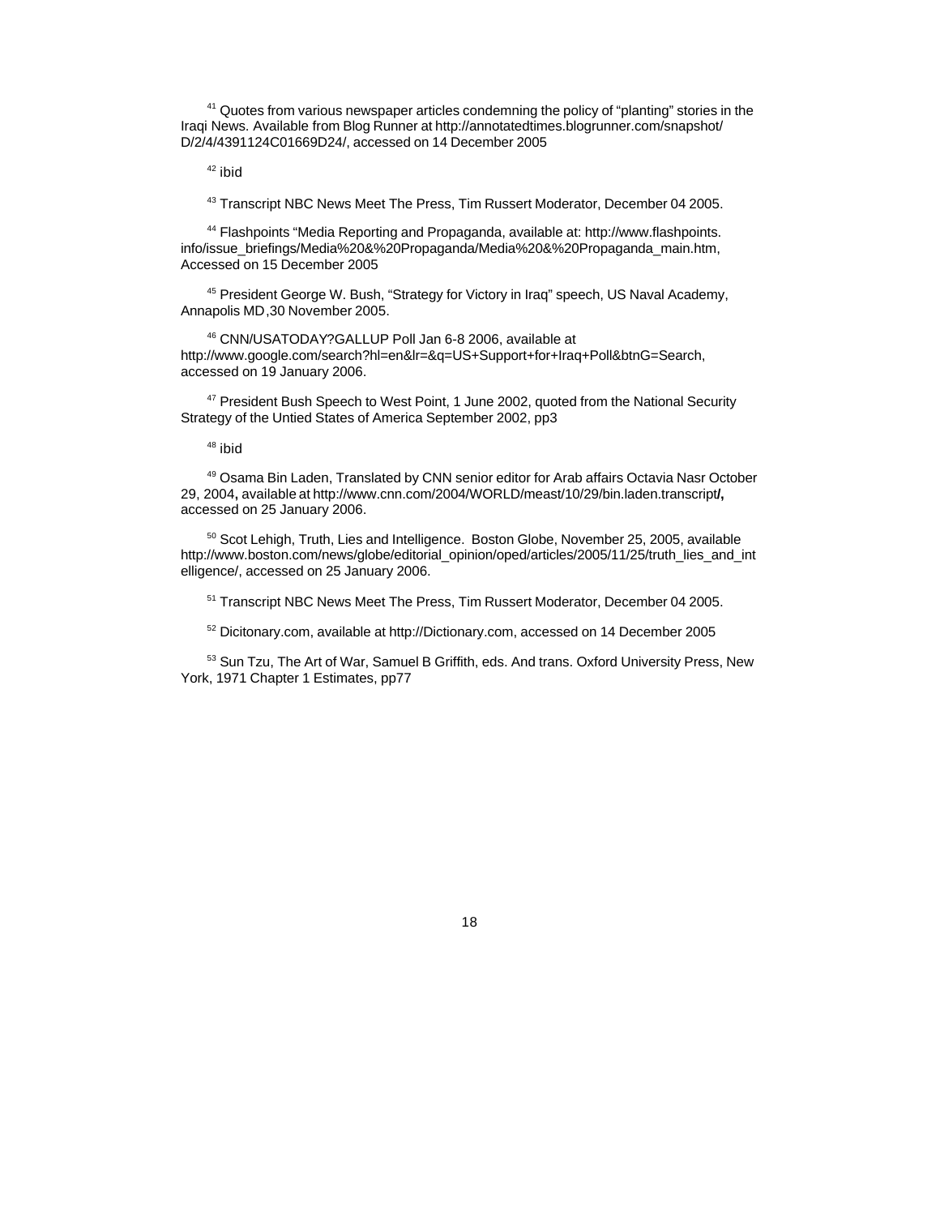[41] Quotes from various newspaper articles condemning the policy of "planting" stories in the Iraqi News. Available from Blog Runner at http://annotatedtimes.blogrunner.com/snapshot/D/2/4/4391124C01669D24/, accessed on 14 December 2005

[42] ibid

[43] Transcript NBC News Meet The Press, Tim Russert Moderator, December 04 2005.

[44] Flashpoints "Media Reporting and Propaganda, available at: http://www.flashpoints.info/issue_briefings/Media%20&%20Propaganda/Media%20&%20Propaganda_main.htm, Accessed on 15 December 2005

[45] President George W. Bush, "Strategy for Victory in Iraq" speech, US Naval Academy, Annapolis MD ,30 November 2005.

[46] CNN/USATODAY?GALLUP Poll Jan 6-8 2006, available at http://www.google.com/search?hl=en&lr=&q=US+Support+for+Iraq+Poll&btnG=Search, accessed on 19 January 2006.

[47] President Bush Speech to West Point, 1 June 2002, quoted from the National Security Strategy of the Untied States of America September 2002, pp3

[48] ibid

[49] Osama Bin Laden, Translated by CNN senior editor for Arab affairs Octavia Nasr October 29, 2004**,** available at http://www.cnn.com/2004/WORLD/meast/10/29/bin.laden.transcrip**t/,** accessed on 25 January 2006.

[50] Scot Lehigh, Truth, Lies and Intelligence. Boston Globe, November 25, 2005, available http://www.boston.com/news/globe/editorial_opinion/oped/articles/2005/11/25/truth_lies_and_intelligence/, accessed on 25 January 2006.

[51] Transcript NBC News Meet The Press, Tim Russert Moderator, December 04 2005.

[52] Dicitonary.com, available at http://Dictionary.com, accessed on 14 December 2005

[53] Sun Tzu, The Art of War, Samuel B Griffith, eds. And trans. Oxford University Press, New York, 1971 Chapter 1 Estimates, pp77